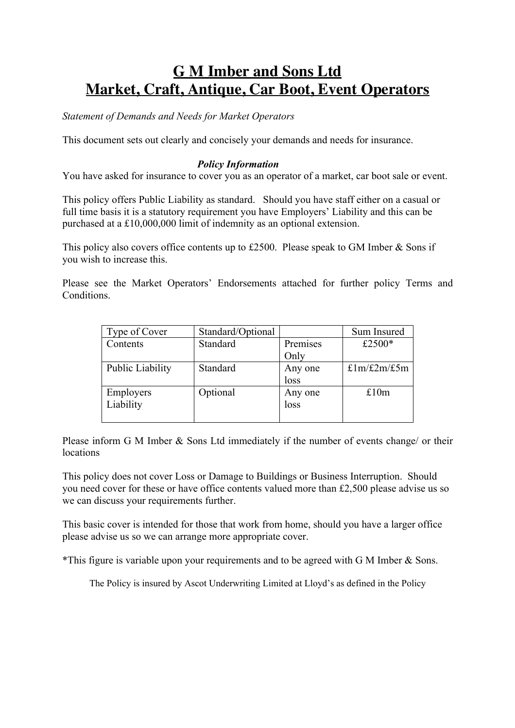# G M Imber and Sons Ltd
# Market, Craft, Antique, Car Boot, Event Operators

*Statement of Demands and Needs for Market Operators*

This document sets out clearly and concisely your demands and needs for insurance.

***Policy Information***

You have asked for insurance to cover you as an operator of a market, car boot sale or event.

This policy offers Public Liability as standard. Should you have staff either on a casual or full time basis it is a statutory requirement you have Employers' Liability and this can be purchased at a £10,000,000 limit of indemnity as an optional extension.

This policy also covers office contents up to £2500. Please speak to GM Imber & Sons if you wish to increase this.

Please see the Market Operators' Endorsements attached for further policy Terms and Conditions.

| Type of Cover | Standard/Optional | | Sum Insured |
|---|---|---|---|
| Contents | Standard | Premises Only | £2500* |
| Public Liability | Standard | Any one loss | £1m/£2m/£5m |
| Employers Liability | Optional | Any one loss | £10m |

Please inform G M Imber & Sons Ltd immediately if the number of events change/ or their locations

This policy does not cover Loss or Damage to Buildings or Business Interruption. Should you need cover for these or have office contents valued more than £2,500 please advise us so we can discuss your requirements further.

This basic cover is intended for those that work from home, should you have a larger office please advise us so we can arrange more appropriate cover.

*This figure is variable upon your requirements and to be agreed with G M Imber & Sons.

The Policy is insured by Ascot Underwriting Limited at Lloyd's as defined in the Policy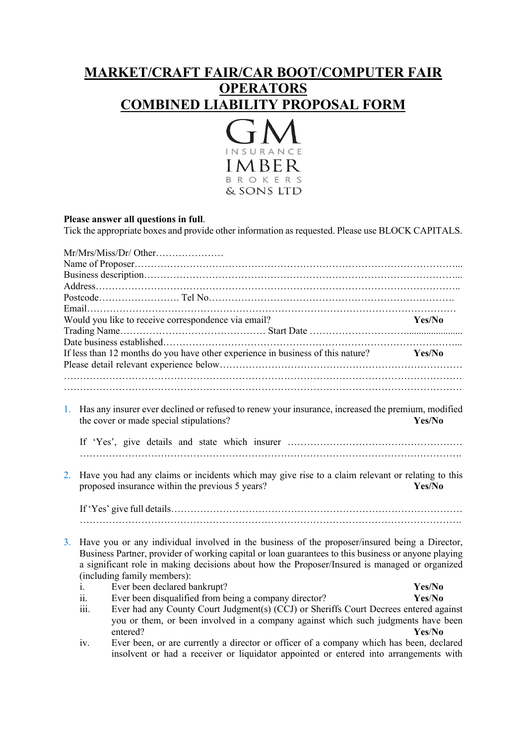# MARKET/CRAFT FAIR/CAR BOOT/COMPUTER FAIR OPERATORS
# COMBINED LIABILITY PROPOSAL FORM

GM INSURANCE
IMBER BROKERS
& SONS LTD

**Please answer all questions in full**.
Tick the appropriate boxes and provide other information as requested. Please use BLOCK CAPITALS.

Mr/Mrs/Miss/Dr/ Other…………………
Name of Proposer……………………………………………………………………………………...
Business description…………………………………………………………………………………...
Address…………………………………………………………………………………………………..
Postcode……………………. Tel No……………………………………………………………….
Email………………………………………………………………………………………………….
Would you like to receive correspondence via email? **Yes/No**
Trading Name……………………………………… Start Date ……………………….....................
Date business established……………………………………………………………………………...
If less than 12 months do you have other experience in business of this nature? **Yes/No**
Please detail relevant experience below………………………………………………………………
…………………………………………………………………………………………………………
…………………………………………………………………………………………………………

1. Has any insurer ever declined or refused to renew your insurance, increased the premium, modified the cover or made special stipulations? **Yes/No**

   If 'Yes', give details and state which insurer ………………………………………………
   ……………………………………………………………………………………………………….

2. Have you had any claims or incidents which may give rise to a claim relevant or relating to this proposed insurance within the previous 5 years? **Yes/No**

   If 'Yes' give full details…………………………………………………………………………………
   ……………………………………………………………………………………………………….

3. Have you or any individual involved in the business of the proposer/insured being a Director, Business Partner, provider of working capital or loan guarantees to this business or anyone playing a significant role in making decisions about how the Proposer/Insured is managed or organized (including family members):
   i. Ever been declared bankrupt? **Yes/No**
   ii. Ever been disqualified from being a company director? **Yes/No**
   iii. Ever had any County Court Judgment(s) (CCJ) or Sheriffs Court Decrees entered against you or them, or been involved in a company against which such judgments have been entered? **Yes/No**
   iv. Ever been, or are currently a director or officer of a company which has been, declared insolvent or had a receiver or liquidator appointed or entered into arrangements with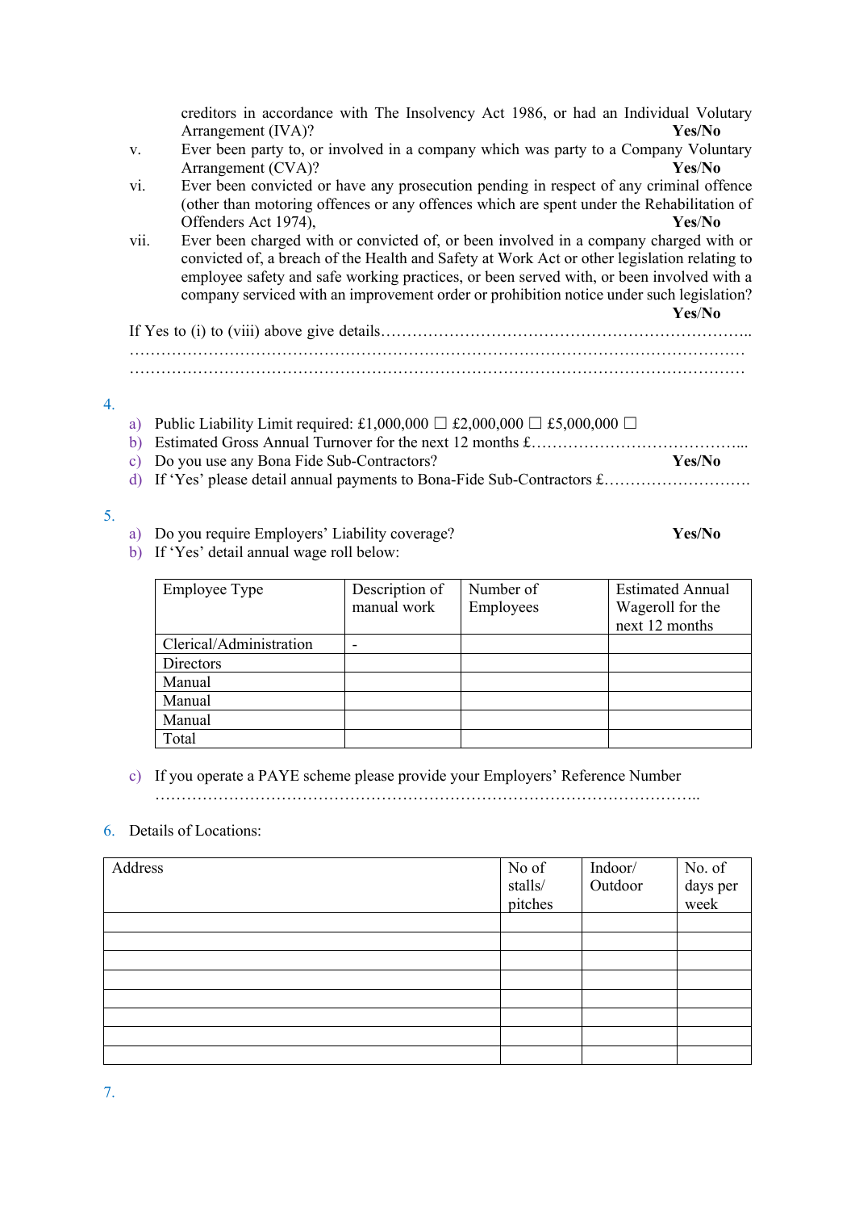creditors in accordance with The Insolvency Act 1986, or had an Individual Voluntary Arrangement (IVA)? **Yes/No**

v. Ever been party to, or involved in a company which was party to a Company Voluntary Arrangement (CVA)? **Yes/No**

vi. Ever been convicted or have any prosecution pending in respect of any criminal offence (other than motoring offences or any offences which are spent under the Rehabilitation of Offenders Act 1974), **Yes/No**

vii. Ever been charged with or convicted of, or been involved in a company charged with or convicted of, a breach of the Health and Safety at Work Act or other legislation relating to employee safety and safe working practices, or been served with, or been involved with a company serviced with an improvement order or prohibition notice under such legislation? **Yes/No**

If Yes to (i) to (viii) above give details…………………………………………………………..
…………………………………………………………………………………………………
…………………………………………………………………………………………………

4.

a) Public Liability Limit required: £1,000,000 ☐ £2,000,000 ☐ £5,000,000 ☐
b) Estimated Gross Annual Turnover for the next 12 months £…………………………………...
c) Do you use any Bona Fide Sub-Contractors? **Yes/No**
d) If 'Yes' please detail annual payments to Bona-Fide Sub-Contractors £……………………….

5.

a) Do you require Employers' Liability coverage? **Yes/No**
b) If 'Yes' detail annual wage roll below:

| Employee Type | Description of manual work | Number of Employees | Estimated Annual Wageroll for the next 12 months |
|---|---|---|---|
| Clerical/Administration | - | | |
| Directors | | | |
| Manual | | | |
| Manual | | | |
| Manual | | | |
| Total | | | |

c) If you operate a PAYE scheme please provide your Employers' Reference Number
………………………………………………………………………………………..

6. Details of Locations:

| Address | No of stalls/ pitches | Indoor/ Outdoor | No. of days per week |
|---|---|---|---|
| | | | |
| | | | |
| | | | |
| | | | |
| | | | |
| | | | |
| | | | |
| | | | |

7.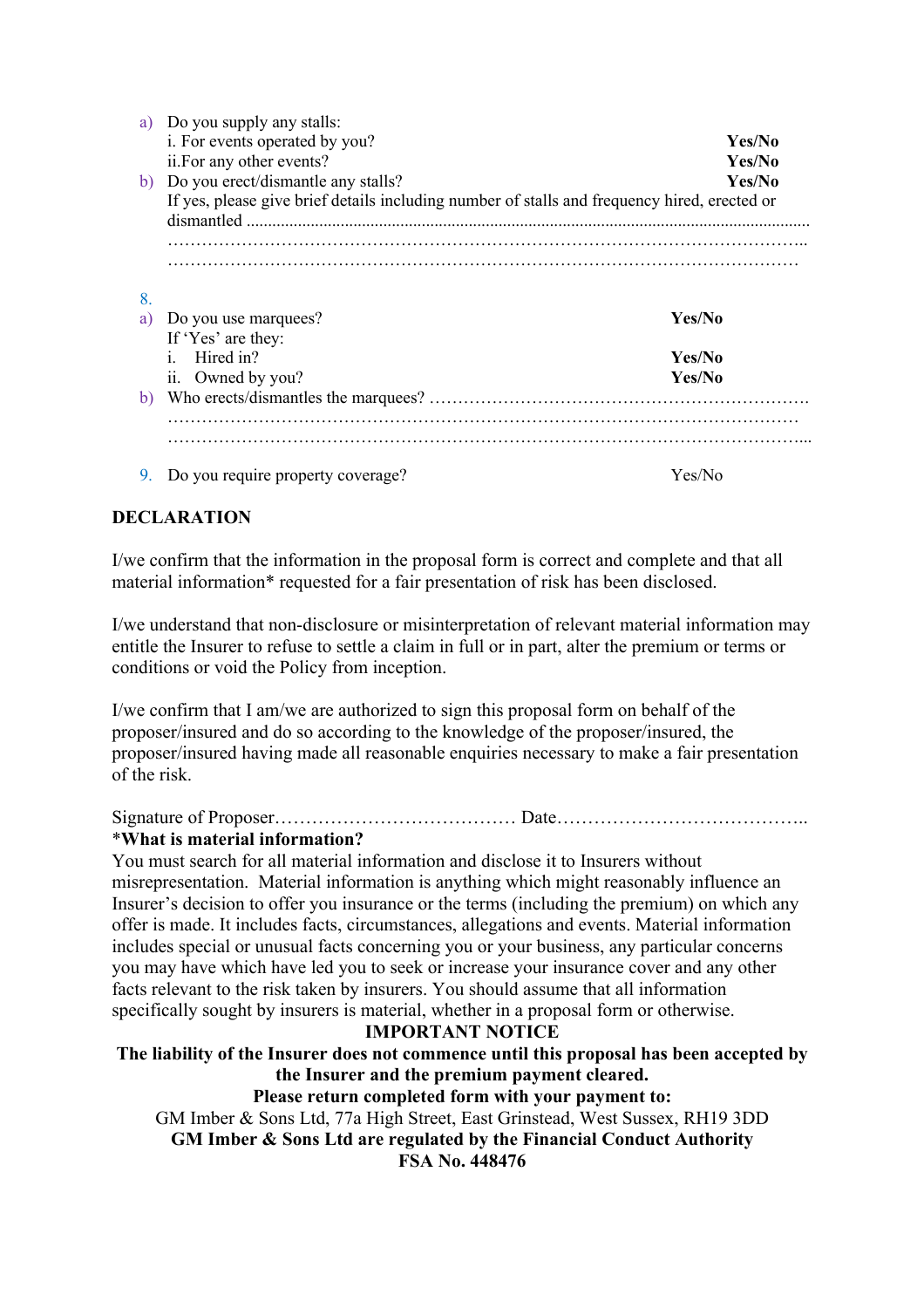a) Do you supply any stalls:
   i. For events operated by you? **Yes/No**
   ii. For any other events? **Yes/No**

b) Do you erect/dismantle any stalls? **Yes/No**
   If yes, please give brief details including number of stalls and frequency hired, erected or dismantled ..................................................................................................................................
   ……………………………………………………………………………………………………..
   …………………………………………………………………………………………………

8.

a) Do you use marquees? **Yes/No**
   If 'Yes' are they:
   i. Hired in? **Yes/No**
   ii. Owned by you? **Yes/No**

b) Who erects/dismantles the marquees? ……………………………………………………….
   ………………………………………………………………………………………………
   ……………………………………………………………………………………………………...

9. Do you require property coverage? Yes/No

**DECLARATION**

I/we confirm that the information in the proposal form is correct and complete and that all material information* requested for a fair presentation of risk has been disclosed.

I/we understand that non-disclosure or misinterpretation of relevant material information may entitle the Insurer to refuse to settle a claim in full or in part, alter the premium or terms or conditions or void the Policy from inception.

I/we confirm that I am/we are authorized to sign this proposal form on behalf of the proposer/insured and do so according to the knowledge of the proposer/insured, the proposer/insured having made all reasonable enquiries necessary to make a fair presentation of the risk.

Signature of Proposer………………………………… Date…………………………………..

*​**What is material information?**

You must search for all material information and disclose it to Insurers without misrepresentation. Material information is anything which might reasonably influence an Insurer's decision to offer you insurance or the terms (including the premium) on which any offer is made. It includes facts, circumstances, allegations and events. Material information includes special or unusual facts concerning you or your business, any particular concerns you may have which have led you to seek or increase your insurance cover and any other facts relevant to the risk taken by insurers. You should assume that all information specifically sought by insurers is material, whether in a proposal form or otherwise.

**IMPORTANT NOTICE**

**The liability of the Insurer does not commence until this proposal has been accepted by the Insurer and the premium payment cleared.**

**Please return completed form with your payment to:**

GM Imber & Sons Ltd, 77a High Street, East Grinstead, West Sussex, RH19 3DD

**GM Imber & Sons Ltd are regulated by the Financial Conduct Authority**

**FSA No. 448476**